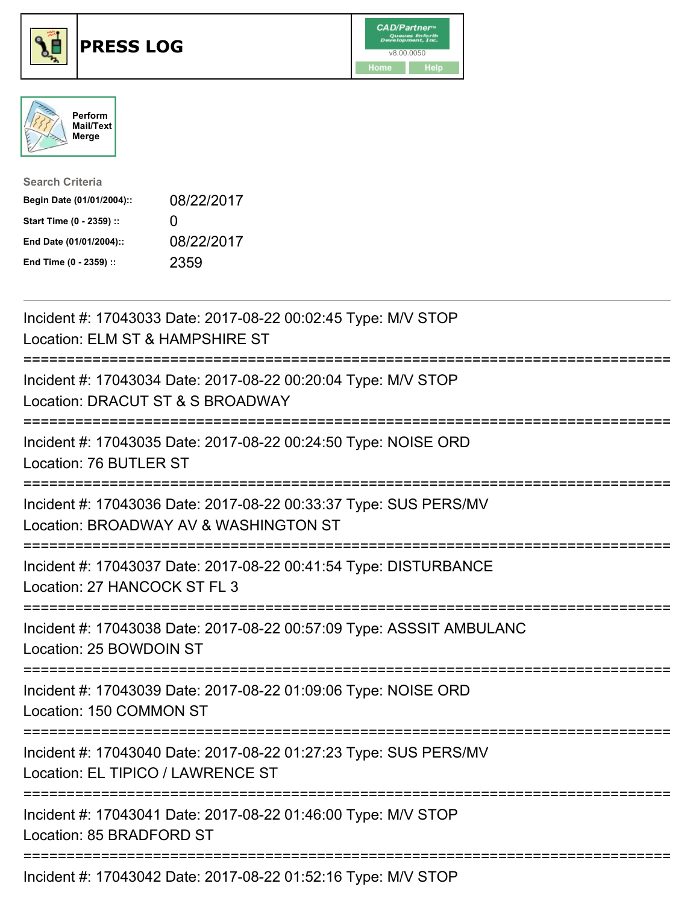# PRESS LOG

Perform Mail/Text Merge

**Search Criteria**

| | |
|---|---|
| Begin Date (01/01/2004):: | 08/22/2017 |
| Start Time (0 - 2359) :: | 0 |
| End Date (01/01/2004):: | 08/22/2017 |
| End Time (0 - 2359) :: | 2359 |

---

Incident #: 17043033 Date: 2017-08-22 00:02:45 Type: M/V STOP
Location: ELM ST & HAMPSHIRE ST

===========================================================================

Incident #: 17043034 Date: 2017-08-22 00:20:04 Type: M/V STOP
Location: DRACUT ST & S BROADWAY

===========================================================================

Incident #: 17043035 Date: 2017-08-22 00:24:50 Type: NOISE ORD
Location: 76 BUTLER ST

===========================================================================

Incident #: 17043036 Date: 2017-08-22 00:33:37 Type: SUS PERS/MV
Location: BROADWAY AV & WASHINGTON ST

===========================================================================

Incident #: 17043037 Date: 2017-08-22 00:41:54 Type: DISTURBANCE
Location: 27 HANCOCK ST FL 3

===========================================================================

Incident #: 17043038 Date: 2017-08-22 00:57:09 Type: ASSSIT AMBULANC
Location: 25 BOWDOIN ST

===========================================================================

Incident #: 17043039 Date: 2017-08-22 01:09:06 Type: NOISE ORD
Location: 150 COMMON ST

===========================================================================

Incident #: 17043040 Date: 2017-08-22 01:27:23 Type: SUS PERS/MV
Location: EL TIPICO / LAWRENCE ST

===========================================================================

Incident #: 17043041 Date: 2017-08-22 01:46:00 Type: M/V STOP
Location: 85 BRADFORD ST

===========================================================================

Incident #: 17043042 Date: 2017-08-22 01:52:16 Type: M/V STOP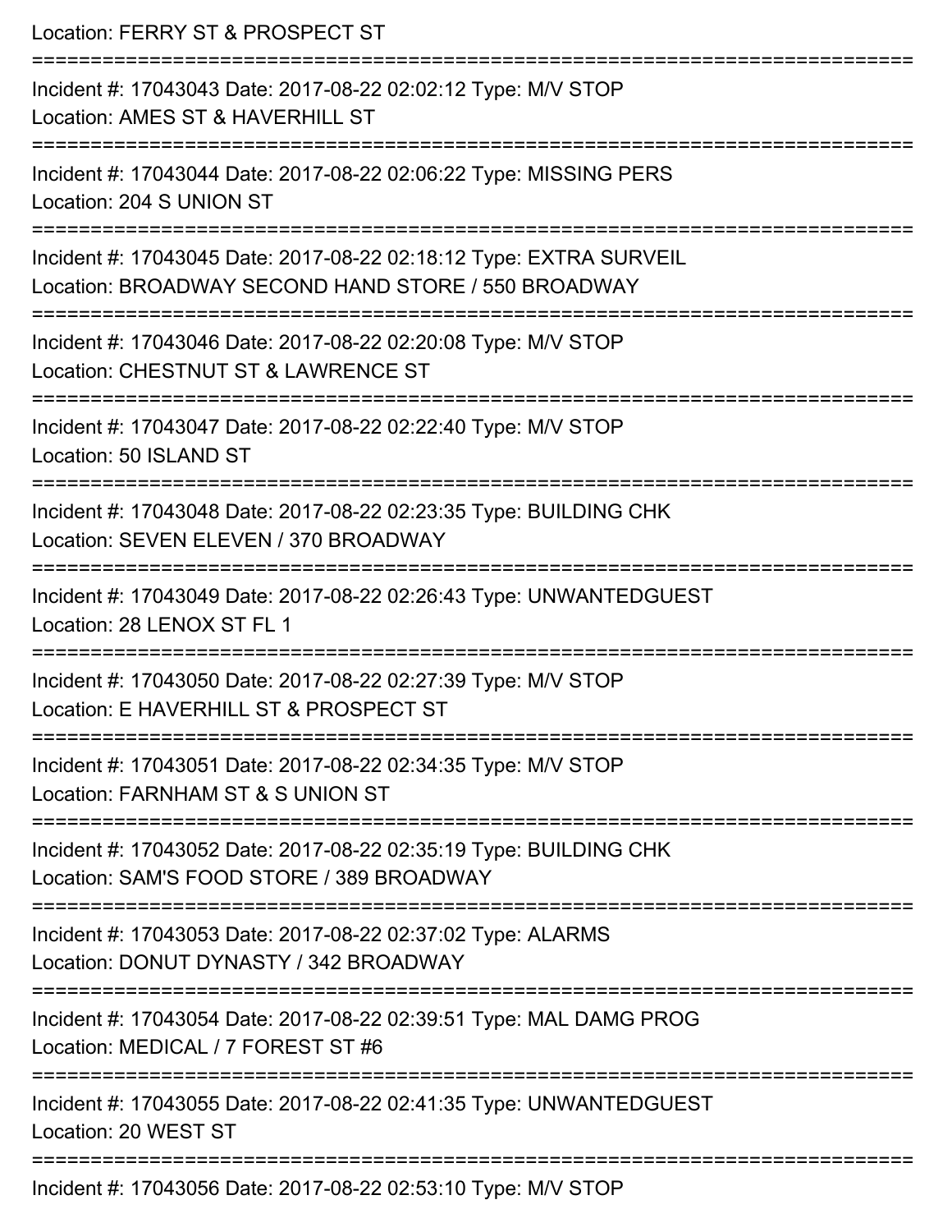Location: FERRY ST & PROSPECT ST

===========================================================================

Incident #: 17043043 Date: 2017-08-22 02:02:12 Type: M/V STOP
Location: AMES ST & HAVERHILL ST

===========================================================================

Incident #: 17043044 Date: 2017-08-22 02:06:22 Type: MISSING PERS
Location: 204 S UNION ST

===========================================================================

Incident #: 17043045 Date: 2017-08-22 02:18:12 Type: EXTRA SURVEIL
Location: BROADWAY SECOND HAND STORE / 550 BROADWAY

===========================================================================

Incident #: 17043046 Date: 2017-08-22 02:20:08 Type: M/V STOP
Location: CHESTNUT ST & LAWRENCE ST

===========================================================================

Incident #: 17043047 Date: 2017-08-22 02:22:40 Type: M/V STOP
Location: 50 ISLAND ST

===========================================================================

Incident #: 17043048 Date: 2017-08-22 02:23:35 Type: BUILDING CHK
Location: SEVEN ELEVEN / 370 BROADWAY

===========================================================================

Incident #: 17043049 Date: 2017-08-22 02:26:43 Type: UNWANTEDGUEST
Location: 28 LENOX ST FL 1

===========================================================================

Incident #: 17043050 Date: 2017-08-22 02:27:39 Type: M/V STOP
Location: E HAVERHILL ST & PROSPECT ST

===========================================================================

Incident #: 17043051 Date: 2017-08-22 02:34:35 Type: M/V STOP
Location: FARNHAM ST & S UNION ST

===========================================================================

Incident #: 17043052 Date: 2017-08-22 02:35:19 Type: BUILDING CHK
Location: SAM'S FOOD STORE / 389 BROADWAY

===========================================================================

Incident #: 17043053 Date: 2017-08-22 02:37:02 Type: ALARMS
Location: DONUT DYNASTY / 342 BROADWAY

===========================================================================

Incident #: 17043054 Date: 2017-08-22 02:39:51 Type: MAL DAMG PROG
Location: MEDICAL / 7 FOREST ST #6

===========================================================================

Incident #: 17043055 Date: 2017-08-22 02:41:35 Type: UNWANTEDGUEST
Location: 20 WEST ST

===========================================================================

Incident #: 17043056 Date: 2017-08-22 02:53:10 Type: M/V STOP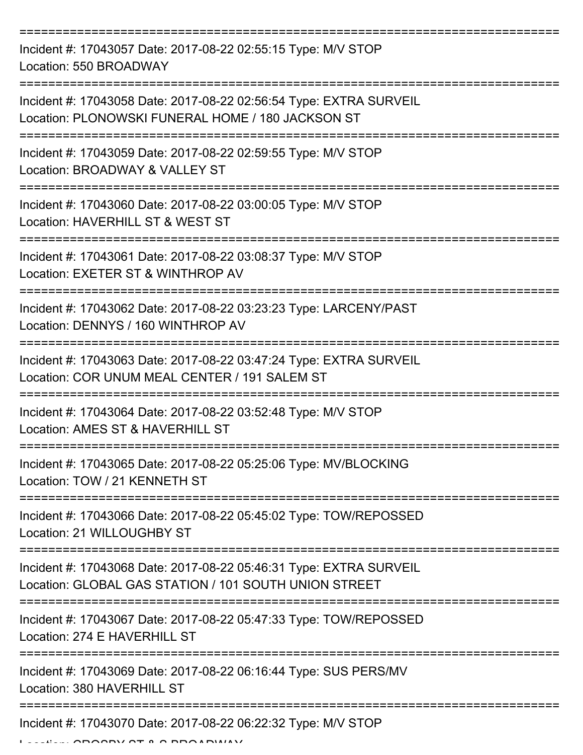===========================================================================

Incident #: 17043057 Date: 2017-08-22 02:55:15 Type: M/V STOP
Location: 550 BROADWAY

===========================================================================

Incident #: 17043058 Date: 2017-08-22 02:56:54 Type: EXTRA SURVEIL
Location: PLONOWSKI FUNERAL HOME / 180 JACKSON ST

===========================================================================

Incident #: 17043059 Date: 2017-08-22 02:59:55 Type: M/V STOP
Location: BROADWAY & VALLEY ST

===========================================================================

Incident #: 17043060 Date: 2017-08-22 03:00:05 Type: M/V STOP
Location: HAVERHILL ST & WEST ST

===========================================================================

Incident #: 17043061 Date: 2017-08-22 03:08:37 Type: M/V STOP
Location: EXETER ST & WINTHROP AV

===========================================================================

Incident #: 17043062 Date: 2017-08-22 03:23:23 Type: LARCENY/PAST
Location: DENNYS / 160 WINTHROP AV

===========================================================================

Incident #: 17043063 Date: 2017-08-22 03:47:24 Type: EXTRA SURVEIL
Location: COR UNUM MEAL CENTER / 191 SALEM ST

===========================================================================

Incident #: 17043064 Date: 2017-08-22 03:52:48 Type: M/V STOP
Location: AMES ST & HAVERHILL ST

===========================================================================

Incident #: 17043065 Date: 2017-08-22 05:25:06 Type: MV/BLOCKING
Location: TOW / 21 KENNETH ST

===========================================================================

Incident #: 17043066 Date: 2017-08-22 05:45:02 Type: TOW/REPOSSED
Location: 21 WILLOUGHBY ST

===========================================================================

Incident #: 17043068 Date: 2017-08-22 05:46:31 Type: EXTRA SURVEIL
Location: GLOBAL GAS STATION / 101 SOUTH UNION STREET

===========================================================================

Incident #: 17043067 Date: 2017-08-22 05:47:33 Type: TOW/REPOSSED
Location: 274 E HAVERHILL ST

===========================================================================

Incident #: 17043069 Date: 2017-08-22 06:16:44 Type: SUS PERS/MV
Location: 380 HAVERHILL ST

===========================================================================

Incident #: 17043070 Date: 2017-08-22 06:22:32 Type: M/V STOP
Location: CROSBY ST & S BROADWAY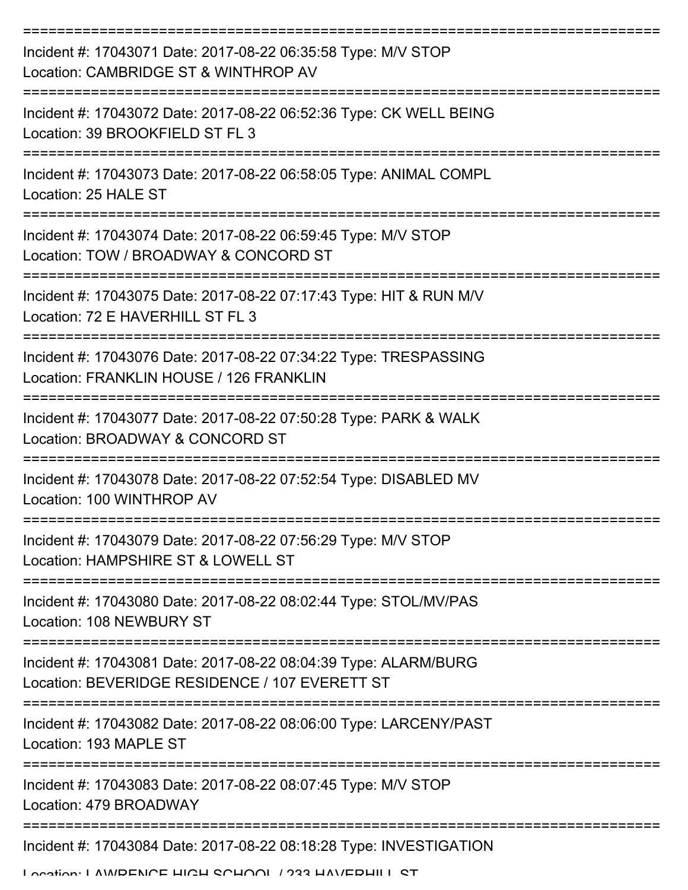Incident #: 17043071 Date: 2017-08-22 06:35:58 Type: M/V STOP
Location: CAMBRIDGE ST & WINTHROP AV

Incident #: 17043072 Date: 2017-08-22 06:52:36 Type: CK WELL BEING
Location: 39 BROOKFIELD ST FL 3

Incident #: 17043073 Date: 2017-08-22 06:58:05 Type: ANIMAL COMPL
Location: 25 HALE ST

Incident #: 17043074 Date: 2017-08-22 06:59:45 Type: M/V STOP
Location: TOW / BROADWAY & CONCORD ST

Incident #: 17043075 Date: 2017-08-22 07:17:43 Type: HIT & RUN M/V
Location: 72 E HAVERHILL ST FL 3

Incident #: 17043076 Date: 2017-08-22 07:34:22 Type: TRESPASSING
Location: FRANKLIN HOUSE / 126 FRANKLIN

Incident #: 17043077 Date: 2017-08-22 07:50:28 Type: PARK & WALK
Location: BROADWAY & CONCORD ST

Incident #: 17043078 Date: 2017-08-22 07:52:54 Type: DISABLED MV
Location: 100 WINTHROP AV

Incident #: 17043079 Date: 2017-08-22 07:56:29 Type: M/V STOP
Location: HAMPSHIRE ST & LOWELL ST

Incident #: 17043080 Date: 2017-08-22 08:02:44 Type: STOL/MV/PAS
Location: 108 NEWBURY ST

Incident #: 17043081 Date: 2017-08-22 08:04:39 Type: ALARM/BURG
Location: BEVERIDGE RESIDENCE / 107 EVERETT ST

Incident #: 17043082 Date: 2017-08-22 08:06:00 Type: LARCENY/PAST
Location: 193 MAPLE ST

Incident #: 17043083 Date: 2017-08-22 08:07:45 Type: M/V STOP
Location: 479 BROADWAY

Incident #: 17043084 Date: 2017-08-22 08:18:28 Type: INVESTIGATION
Location: LAWRENCE HIGH SCHOOL / 233 HAVERHILL ST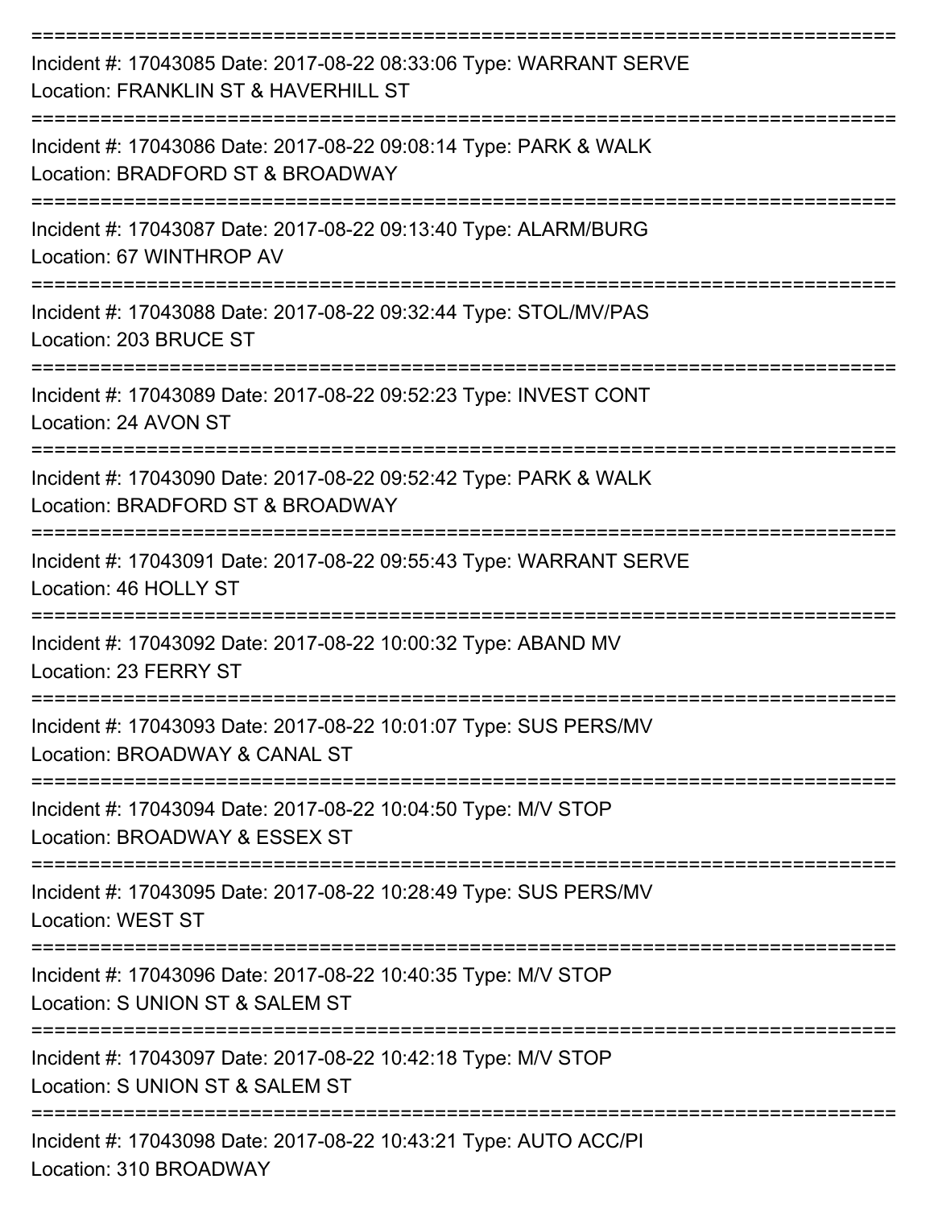===========================================================================
Incident #: 17043085 Date: 2017-08-22 08:33:06 Type: WARRANT SERVE
Location: FRANKLIN ST & HAVERHILL ST
===========================================================================
Incident #: 17043086 Date: 2017-08-22 09:08:14 Type: PARK & WALK
Location: BRADFORD ST & BROADWAY
===========================================================================
Incident #: 17043087 Date: 2017-08-22 09:13:40 Type: ALARM/BURG
Location: 67 WINTHROP AV
===========================================================================
Incident #: 17043088 Date: 2017-08-22 09:32:44 Type: STOL/MV/PAS
Location: 203 BRUCE ST
===========================================================================
Incident #: 17043089 Date: 2017-08-22 09:52:23 Type: INVEST CONT
Location: 24 AVON ST
===========================================================================
Incident #: 17043090 Date: 2017-08-22 09:52:42 Type: PARK & WALK
Location: BRADFORD ST & BROADWAY
===========================================================================
Incident #: 17043091 Date: 2017-08-22 09:55:43 Type: WARRANT SERVE
Location: 46 HOLLY ST
===========================================================================
Incident #: 17043092 Date: 2017-08-22 10:00:32 Type: ABAND MV
Location: 23 FERRY ST
===========================================================================
Incident #: 17043093 Date: 2017-08-22 10:01:07 Type: SUS PERS/MV
Location: BROADWAY & CANAL ST
===========================================================================
Incident #: 17043094 Date: 2017-08-22 10:04:50 Type: M/V STOP
Location: BROADWAY & ESSEX ST
===========================================================================
Incident #: 17043095 Date: 2017-08-22 10:28:49 Type: SUS PERS/MV
Location: WEST ST
===========================================================================
Incident #: 17043096 Date: 2017-08-22 10:40:35 Type: M/V STOP
Location: S UNION ST & SALEM ST
===========================================================================
Incident #: 17043097 Date: 2017-08-22 10:42:18 Type: M/V STOP
Location: S UNION ST & SALEM ST
===========================================================================
Incident #: 17043098 Date: 2017-08-22 10:43:21 Type: AUTO ACC/PI
Location: 310 BROADWAY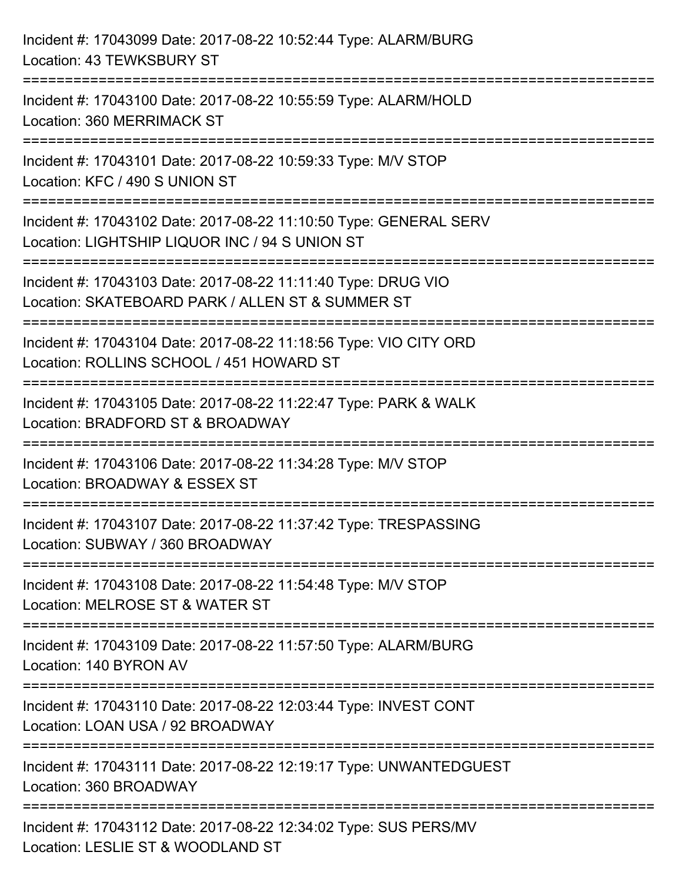Incident #: 17043099 Date: 2017-08-22 10:52:44 Type: ALARM/BURG
Location: 43 TEWKSBURY ST

===========================================================================

Incident #: 17043100 Date: 2017-08-22 10:55:59 Type: ALARM/HOLD
Location: 360 MERRIMACK ST

===========================================================================

Incident #: 17043101 Date: 2017-08-22 10:59:33 Type: M/V STOP
Location: KFC / 490 S UNION ST

===========================================================================

Incident #: 17043102 Date: 2017-08-22 11:10:50 Type: GENERAL SERV
Location: LIGHTSHIP LIQUOR INC / 94 S UNION ST

===========================================================================

Incident #: 17043103 Date: 2017-08-22 11:11:40 Type: DRUG VIO
Location: SKATEBOARD PARK / ALLEN ST & SUMMER ST

===========================================================================

Incident #: 17043104 Date: 2017-08-22 11:18:56 Type: VIO CITY ORD
Location: ROLLINS SCHOOL / 451 HOWARD ST

===========================================================================

Incident #: 17043105 Date: 2017-08-22 11:22:47 Type: PARK & WALK
Location: BRADFORD ST & BROADWAY

===========================================================================

Incident #: 17043106 Date: 2017-08-22 11:34:28 Type: M/V STOP
Location: BROADWAY & ESSEX ST

===========================================================================

Incident #: 17043107 Date: 2017-08-22 11:37:42 Type: TRESPASSING
Location: SUBWAY / 360 BROADWAY

===========================================================================

Incident #: 17043108 Date: 2017-08-22 11:54:48 Type: M/V STOP
Location: MELROSE ST & WATER ST

===========================================================================

Incident #: 17043109 Date: 2017-08-22 11:57:50 Type: ALARM/BURG
Location: 140 BYRON AV

===========================================================================

Incident #: 17043110 Date: 2017-08-22 12:03:44 Type: INVEST CONT
Location: LOAN USA / 92 BROADWAY

===========================================================================

Incident #: 17043111 Date: 2017-08-22 12:19:17 Type: UNWANTEDGUEST
Location: 360 BROADWAY

===========================================================================

Incident #: 17043112 Date: 2017-08-22 12:34:02 Type: SUS PERS/MV
Location: LESLIE ST & WOODLAND ST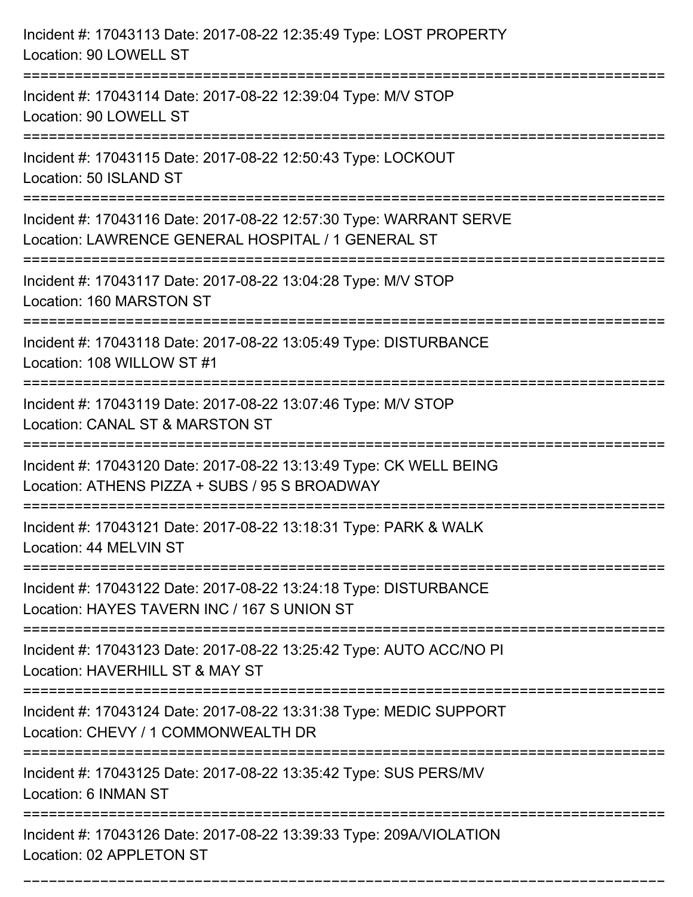Incident #: 17043113 Date: 2017-08-22 12:35:49 Type: LOST PROPERTY
Location: 90 LOWELL ST

===========================================================================

Incident #: 17043114 Date: 2017-08-22 12:39:04 Type: M/V STOP
Location: 90 LOWELL ST

===========================================================================

Incident #: 17043115 Date: 2017-08-22 12:50:43 Type: LOCKOUT
Location: 50 ISLAND ST

===========================================================================

Incident #: 17043116 Date: 2017-08-22 12:57:30 Type: WARRANT SERVE
Location: LAWRENCE GENERAL HOSPITAL / 1 GENERAL ST

===========================================================================

Incident #: 17043117 Date: 2017-08-22 13:04:28 Type: M/V STOP
Location: 160 MARSTON ST

===========================================================================

Incident #: 17043118 Date: 2017-08-22 13:05:49 Type: DISTURBANCE
Location: 108 WILLOW ST #1

===========================================================================

Incident #: 17043119 Date: 2017-08-22 13:07:46 Type: M/V STOP
Location: CANAL ST & MARSTON ST

===========================================================================

Incident #: 17043120 Date: 2017-08-22 13:13:49 Type: CK WELL BEING
Location: ATHENS PIZZA + SUBS / 95 S BROADWAY

===========================================================================

Incident #: 17043121 Date: 2017-08-22 13:18:31 Type: PARK & WALK
Location: 44 MELVIN ST

===========================================================================

Incident #: 17043122 Date: 2017-08-22 13:24:18 Type: DISTURBANCE
Location: HAYES TAVERN INC / 167 S UNION ST

===========================================================================

Incident #: 17043123 Date: 2017-08-22 13:25:42 Type: AUTO ACC/NO PI
Location: HAVERHILL ST & MAY ST

===========================================================================

Incident #: 17043124 Date: 2017-08-22 13:31:38 Type: MEDIC SUPPORT
Location: CHEVY / 1 COMMONWEALTH DR

===========================================================================

Incident #: 17043125 Date: 2017-08-22 13:35:42 Type: SUS PERS/MV
Location: 6 INMAN ST

===========================================================================

Incident #: 17043126 Date: 2017-08-22 13:39:33 Type: 209A/VIOLATION
Location: 02 APPLETON ST

===========================================================================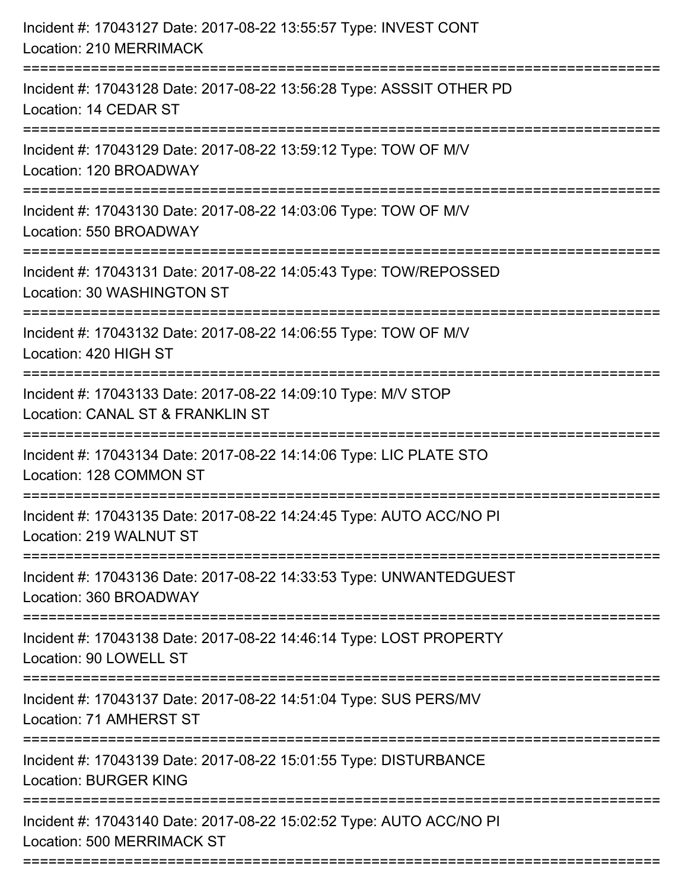Incident #: 17043127 Date: 2017-08-22 13:55:57 Type: INVEST CONT
Location: 210 MERRIMACK

===========================================================================

Incident #: 17043128 Date: 2017-08-22 13:56:28 Type: ASSSIT OTHER PD
Location: 14 CEDAR ST

===========================================================================

Incident #: 17043129 Date: 2017-08-22 13:59:12 Type: TOW OF M/V
Location: 120 BROADWAY

===========================================================================

Incident #: 17043130 Date: 2017-08-22 14:03:06 Type: TOW OF M/V
Location: 550 BROADWAY

===========================================================================

Incident #: 17043131 Date: 2017-08-22 14:05:43 Type: TOW/REPOSSED
Location: 30 WASHINGTON ST

===========================================================================

Incident #: 17043132 Date: 2017-08-22 14:06:55 Type: TOW OF M/V
Location: 420 HIGH ST

===========================================================================

Incident #: 17043133 Date: 2017-08-22 14:09:10 Type: M/V STOP
Location: CANAL ST & FRANKLIN ST

===========================================================================

Incident #: 17043134 Date: 2017-08-22 14:14:06 Type: LIC PLATE STO
Location: 128 COMMON ST

===========================================================================

Incident #: 17043135 Date: 2017-08-22 14:24:45 Type: AUTO ACC/NO PI
Location: 219 WALNUT ST

===========================================================================

Incident #: 17043136 Date: 2017-08-22 14:33:53 Type: UNWANTEDGUEST
Location: 360 BROADWAY

===========================================================================

Incident #: 17043138 Date: 2017-08-22 14:46:14 Type: LOST PROPERTY
Location: 90 LOWELL ST

===========================================================================

Incident #: 17043137 Date: 2017-08-22 14:51:04 Type: SUS PERS/MV
Location: 71 AMHERST ST

===========================================================================

Incident #: 17043139 Date: 2017-08-22 15:01:55 Type: DISTURBANCE
Location: BURGER KING

===========================================================================

Incident #: 17043140 Date: 2017-08-22 15:02:52 Type: AUTO ACC/NO PI
Location: 500 MERRIMACK ST

===========================================================================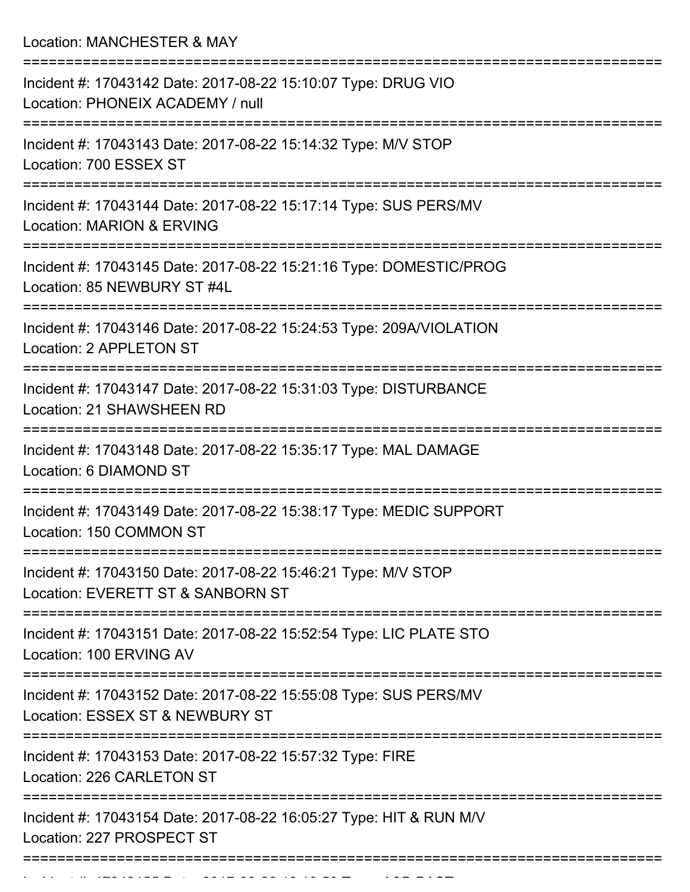Location: MANCHESTER & MAY

===========================================================================

Incident #: 17043142 Date: 2017-08-22 15:10:07 Type: DRUG VIO
Location: PHONEIX ACADEMY / null

===========================================================================

Incident #: 17043143 Date: 2017-08-22 15:14:32 Type: M/V STOP
Location: 700 ESSEX ST

===========================================================================

Incident #: 17043144 Date: 2017-08-22 15:17:14 Type: SUS PERS/MV
Location: MARION & ERVING

===========================================================================

Incident #: 17043145 Date: 2017-08-22 15:21:16 Type: DOMESTIC/PROG
Location: 85 NEWBURY ST #4L

===========================================================================

Incident #: 17043146 Date: 2017-08-22 15:24:53 Type: 209A/VIOLATION
Location: 2 APPLETON ST

===========================================================================

Incident #: 17043147 Date: 2017-08-22 15:31:03 Type: DISTURBANCE
Location: 21 SHAWSHEEN RD

===========================================================================

Incident #: 17043148 Date: 2017-08-22 15:35:17 Type: MAL DAMAGE
Location: 6 DIAMOND ST

===========================================================================

Incident #: 17043149 Date: 2017-08-22 15:38:17 Type: MEDIC SUPPORT
Location: 150 COMMON ST

===========================================================================

Incident #: 17043150 Date: 2017-08-22 15:46:21 Type: M/V STOP
Location: EVERETT ST & SANBORN ST

===========================================================================

Incident #: 17043151 Date: 2017-08-22 15:52:54 Type: LIC PLATE STO
Location: 100 ERVING AV

===========================================================================

Incident #: 17043152 Date: 2017-08-22 15:55:08 Type: SUS PERS/MV
Location: ESSEX ST & NEWBURY ST

===========================================================================

Incident #: 17043153 Date: 2017-08-22 15:57:32 Type: FIRE
Location: 226 CARLETON ST

===========================================================================

Incident #: 17043154 Date: 2017-08-22 16:05:27 Type: HIT & RUN M/V
Location: 227 PROSPECT ST

===========================================================================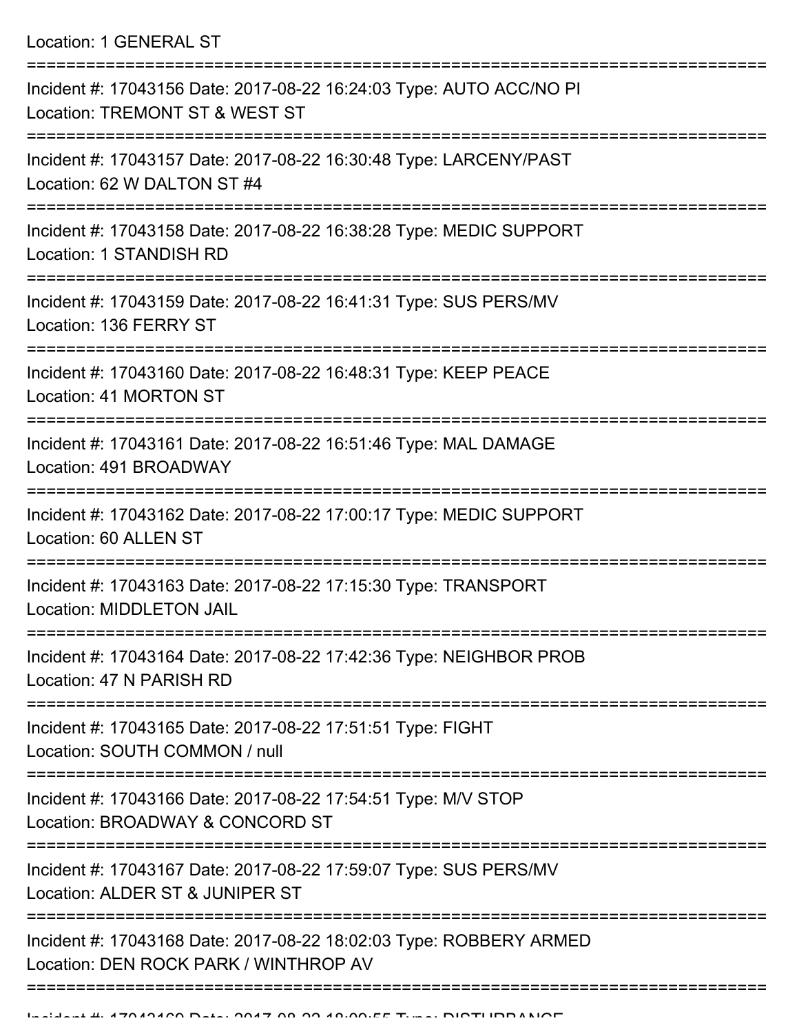Location: 1 GENERAL ST

===========================================================================

Incident #: 17043156 Date: 2017-08-22 16:24:03 Type: AUTO ACC/NO PI
Location: TREMONT ST & WEST ST

===========================================================================

Incident #: 17043157 Date: 2017-08-22 16:30:48 Type: LARCENY/PAST
Location: 62 W DALTON ST #4

===========================================================================

Incident #: 17043158 Date: 2017-08-22 16:38:28 Type: MEDIC SUPPORT
Location: 1 STANDISH RD

===========================================================================

Incident #: 17043159 Date: 2017-08-22 16:41:31 Type: SUS PERS/MV
Location: 136 FERRY ST

===========================================================================

Incident #: 17043160 Date: 2017-08-22 16:48:31 Type: KEEP PEACE
Location: 41 MORTON ST

===========================================================================

Incident #: 17043161 Date: 2017-08-22 16:51:46 Type: MAL DAMAGE
Location: 491 BROADWAY

===========================================================================

Incident #: 17043162 Date: 2017-08-22 17:00:17 Type: MEDIC SUPPORT
Location: 60 ALLEN ST

===========================================================================

Incident #: 17043163 Date: 2017-08-22 17:15:30 Type: TRANSPORT
Location: MIDDLETON JAIL

===========================================================================

Incident #: 17043164 Date: 2017-08-22 17:42:36 Type: NEIGHBOR PROB
Location: 47 N PARISH RD

===========================================================================

Incident #: 17043165 Date: 2017-08-22 17:51:51 Type: FIGHT
Location: SOUTH COMMON / null

===========================================================================

Incident #: 17043166 Date: 2017-08-22 17:54:51 Type: M/V STOP
Location: BROADWAY & CONCORD ST

===========================================================================

Incident #: 17043167 Date: 2017-08-22 17:59:07 Type: SUS PERS/MV
Location: ALDER ST & JUNIPER ST

===========================================================================

Incident #: 17043168 Date: 2017-08-22 18:02:03 Type: ROBBERY ARMED
Location: DEN ROCK PARK / WINTHROP AV

===========================================================================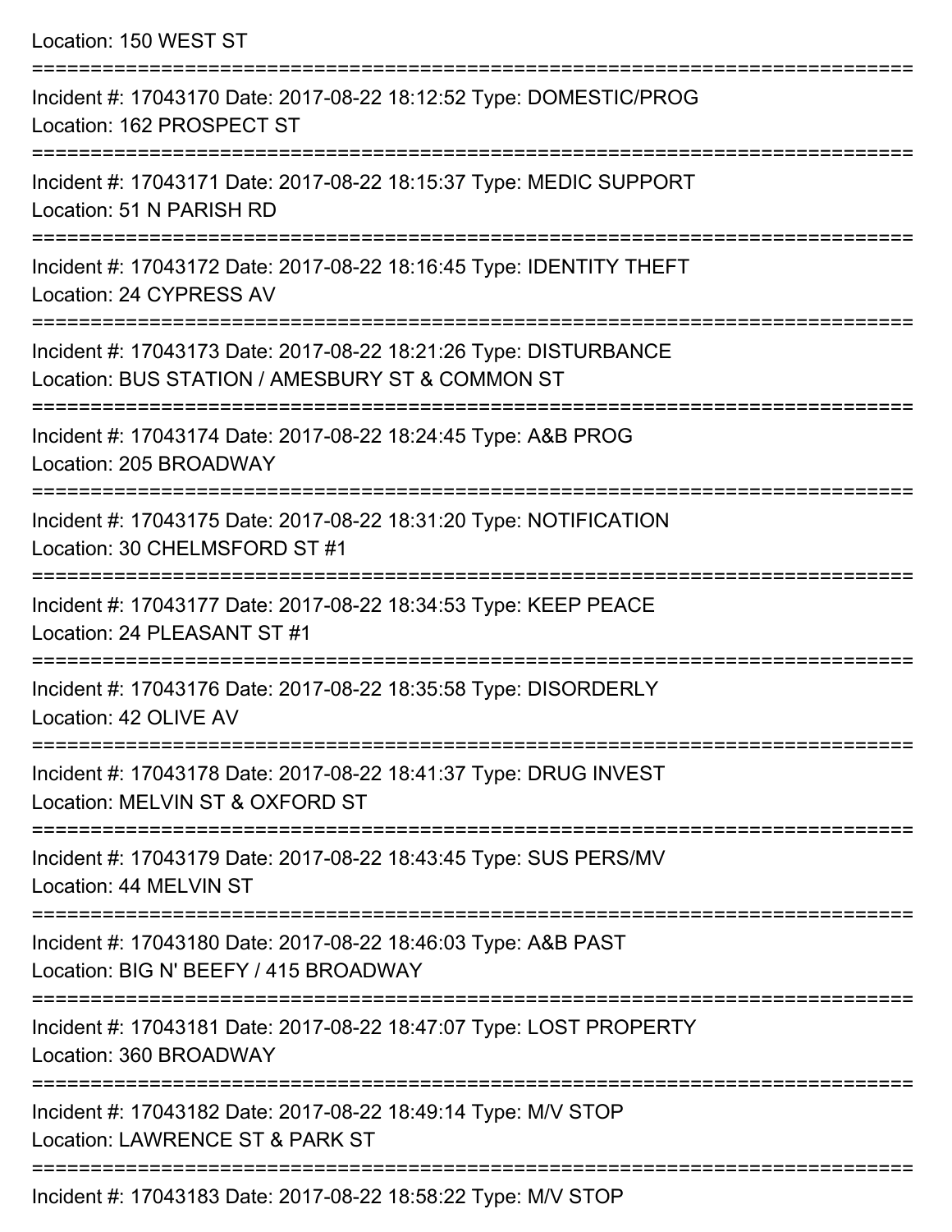Location: 150 WEST ST

===========================================================================

Incident #: 17043170 Date: 2017-08-22 18:12:52 Type: DOMESTIC/PROG
Location: 162 PROSPECT ST

===========================================================================

Incident #: 17043171 Date: 2017-08-22 18:15:37 Type: MEDIC SUPPORT
Location: 51 N PARISH RD

===========================================================================

Incident #: 17043172 Date: 2017-08-22 18:16:45 Type: IDENTITY THEFT
Location: 24 CYPRESS AV

===========================================================================

Incident #: 17043173 Date: 2017-08-22 18:21:26 Type: DISTURBANCE
Location: BUS STATION / AMESBURY ST & COMMON ST

===========================================================================

Incident #: 17043174 Date: 2017-08-22 18:24:45 Type: A&B PROG
Location: 205 BROADWAY

===========================================================================

Incident #: 17043175 Date: 2017-08-22 18:31:20 Type: NOTIFICATION
Location: 30 CHELMSFORD ST #1

===========================================================================

Incident #: 17043177 Date: 2017-08-22 18:34:53 Type: KEEP PEACE
Location: 24 PLEASANT ST #1

===========================================================================

Incident #: 17043176 Date: 2017-08-22 18:35:58 Type: DISORDERLY
Location: 42 OLIVE AV

===========================================================================

Incident #: 17043178 Date: 2017-08-22 18:41:37 Type: DRUG INVEST
Location: MELVIN ST & OXFORD ST

===========================================================================

Incident #: 17043179 Date: 2017-08-22 18:43:45 Type: SUS PERS/MV
Location: 44 MELVIN ST

===========================================================================

Incident #: 17043180 Date: 2017-08-22 18:46:03 Type: A&B PAST
Location: BIG N' BEEFY / 415 BROADWAY

===========================================================================

Incident #: 17043181 Date: 2017-08-22 18:47:07 Type: LOST PROPERTY
Location: 360 BROADWAY

===========================================================================

Incident #: 17043182 Date: 2017-08-22 18:49:14 Type: M/V STOP
Location: LAWRENCE ST & PARK ST

===========================================================================

Incident #: 17043183 Date: 2017-08-22 18:58:22 Type: M/V STOP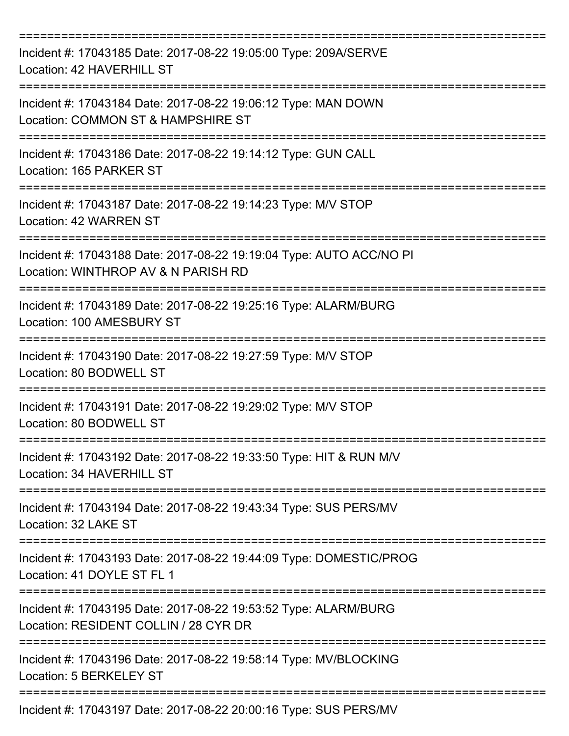===========================================================================

Incident #: 17043185 Date: 2017-08-22 19:05:00 Type: 209A/SERVE
Location: 42 HAVERHILL ST

===========================================================================

Incident #: 17043184 Date: 2017-08-22 19:06:12 Type: MAN DOWN
Location: COMMON ST & HAMPSHIRE ST

===========================================================================

Incident #: 17043186 Date: 2017-08-22 19:14:12 Type: GUN CALL
Location: 165 PARKER ST

===========================================================================

Incident #: 17043187 Date: 2017-08-22 19:14:23 Type: M/V STOP
Location: 42 WARREN ST

===========================================================================

Incident #: 17043188 Date: 2017-08-22 19:19:04 Type: AUTO ACC/NO PI
Location: WINTHROP AV & N PARISH RD

===========================================================================

Incident #: 17043189 Date: 2017-08-22 19:25:16 Type: ALARM/BURG
Location: 100 AMESBURY ST

===========================================================================

Incident #: 17043190 Date: 2017-08-22 19:27:59 Type: M/V STOP
Location: 80 BODWELL ST

===========================================================================

Incident #: 17043191 Date: 2017-08-22 19:29:02 Type: M/V STOP
Location: 80 BODWELL ST

===========================================================================

Incident #: 17043192 Date: 2017-08-22 19:33:50 Type: HIT & RUN M/V
Location: 34 HAVERHILL ST

===========================================================================

Incident #: 17043194 Date: 2017-08-22 19:43:34 Type: SUS PERS/MV
Location: 32 LAKE ST

===========================================================================

Incident #: 17043193 Date: 2017-08-22 19:44:09 Type: DOMESTIC/PROG
Location: 41 DOYLE ST FL 1

===========================================================================

Incident #: 17043195 Date: 2017-08-22 19:53:52 Type: ALARM/BURG
Location: RESIDENT COLLIN / 28 CYR DR

===========================================================================

Incident #: 17043196 Date: 2017-08-22 19:58:14 Type: MV/BLOCKING
Location: 5 BERKELEY ST

===========================================================================

Incident #: 17043197 Date: 2017-08-22 20:00:16 Type: SUS PERS/MV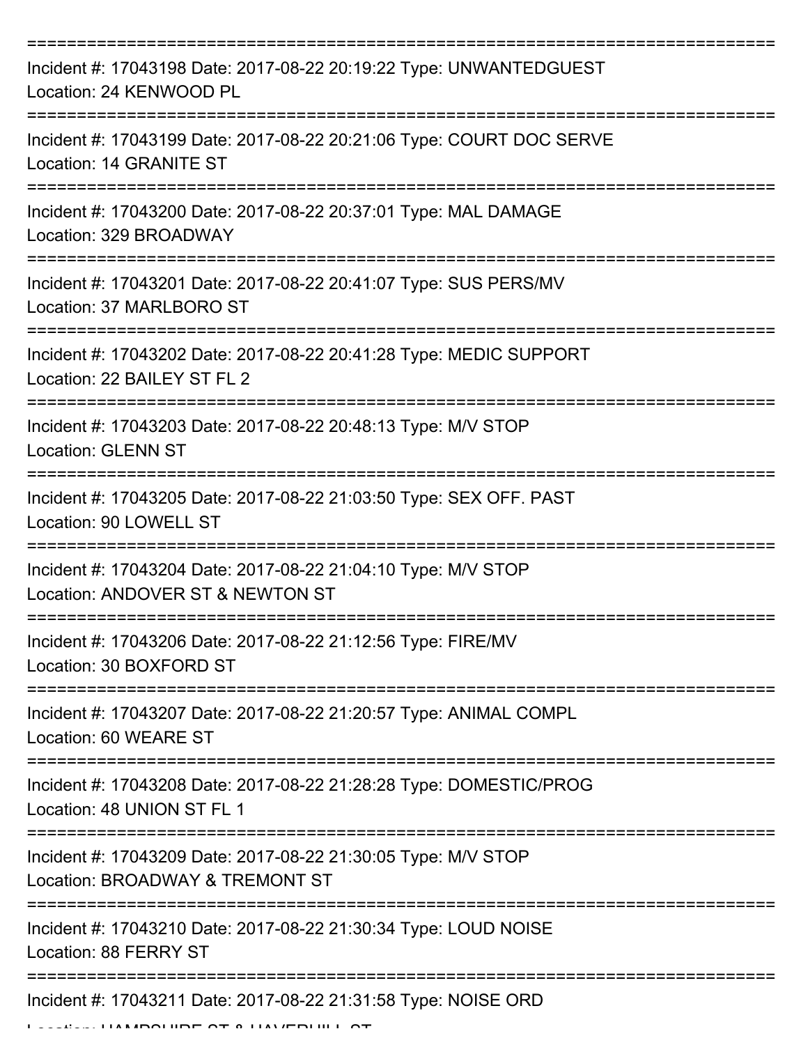===========================================================================
Incident #: 17043198 Date: 2017-08-22 20:19:22 Type: UNWANTEDGUEST
Location: 24 KENWOOD PL
===========================================================================
Incident #: 17043199 Date: 2017-08-22 20:21:06 Type: COURT DOC SERVE
Location: 14 GRANITE ST
===========================================================================
Incident #: 17043200 Date: 2017-08-22 20:37:01 Type: MAL DAMAGE
Location: 329 BROADWAY
===========================================================================
Incident #: 17043201 Date: 2017-08-22 20:41:07 Type: SUS PERS/MV
Location: 37 MARLBORO ST
===========================================================================
Incident #: 17043202 Date: 2017-08-22 20:41:28 Type: MEDIC SUPPORT
Location: 22 BAILEY ST FL 2
===========================================================================
Incident #: 17043203 Date: 2017-08-22 20:48:13 Type: M/V STOP
Location: GLENN ST
===========================================================================
Incident #: 17043205 Date: 2017-08-22 21:03:50 Type: SEX OFF. PAST
Location: 90 LOWELL ST
===========================================================================
Incident #: 17043204 Date: 2017-08-22 21:04:10 Type: M/V STOP
Location: ANDOVER ST & NEWTON ST
===========================================================================
Incident #: 17043206 Date: 2017-08-22 21:12:56 Type: FIRE/MV
Location: 30 BOXFORD ST
===========================================================================
Incident #: 17043207 Date: 2017-08-22 21:20:57 Type: ANIMAL COMPL
Location: 60 WEARE ST
===========================================================================
Incident #: 17043208 Date: 2017-08-22 21:28:28 Type: DOMESTIC/PROG
Location: 48 UNION ST FL 1
===========================================================================
Incident #: 17043209 Date: 2017-08-22 21:30:05 Type: M/V STOP
Location: BROADWAY & TREMONT ST
===========================================================================
Incident #: 17043210 Date: 2017-08-22 21:30:34 Type: LOUD NOISE
Location: 88 FERRY ST
===========================================================================
Incident #: 17043211 Date: 2017-08-22 21:31:58 Type: NOISE ORD
Location: HAMPSHIRE ST & HAVERHILL ST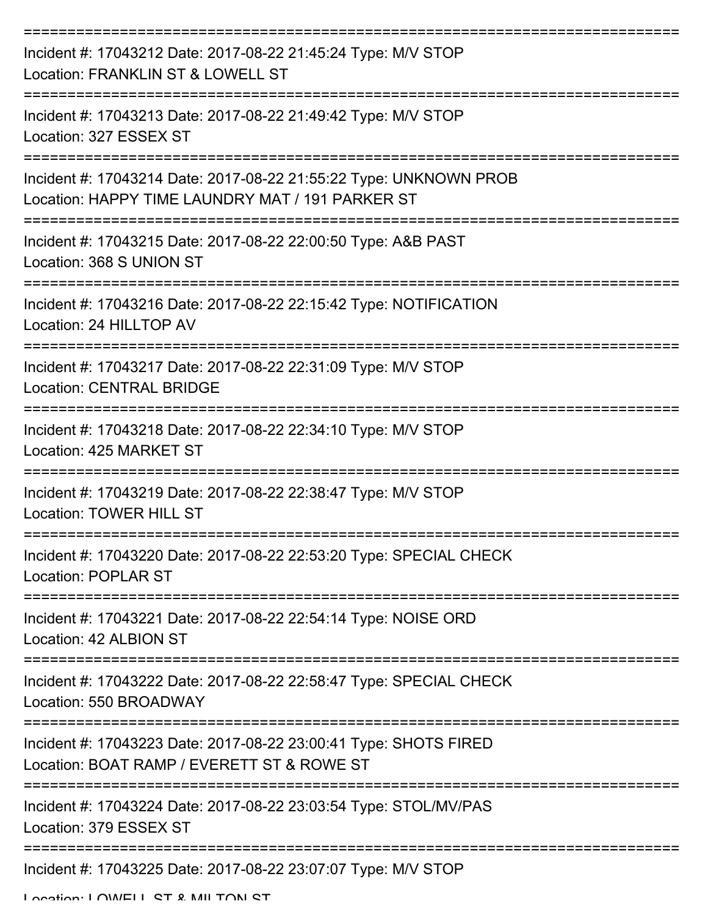===========================================================================

Incident #: 17043212 Date: 2017-08-22 21:45:24 Type: M/V STOP
Location: FRANKLIN ST & LOWELL ST

===========================================================================

Incident #: 17043213 Date: 2017-08-22 21:49:42 Type: M/V STOP
Location: 327 ESSEX ST

===========================================================================

Incident #: 17043214 Date: 2017-08-22 21:55:22 Type: UNKNOWN PROB
Location: HAPPY TIME LAUNDRY MAT / 191 PARKER ST

===========================================================================

Incident #: 17043215 Date: 2017-08-22 22:00:50 Type: A&B PAST
Location: 368 S UNION ST

===========================================================================

Incident #: 17043216 Date: 2017-08-22 22:15:42 Type: NOTIFICATION
Location: 24 HILLTOP AV

===========================================================================

Incident #: 17043217 Date: 2017-08-22 22:31:09 Type: M/V STOP
Location: CENTRAL BRIDGE

===========================================================================

Incident #: 17043218 Date: 2017-08-22 22:34:10 Type: M/V STOP
Location: 425 MARKET ST

===========================================================================

Incident #: 17043219 Date: 2017-08-22 22:38:47 Type: M/V STOP
Location: TOWER HILL ST

===========================================================================

Incident #: 17043220 Date: 2017-08-22 22:53:20 Type: SPECIAL CHECK
Location: POPLAR ST

===========================================================================

Incident #: 17043221 Date: 2017-08-22 22:54:14 Type: NOISE ORD
Location: 42 ALBION ST

===========================================================================

Incident #: 17043222 Date: 2017-08-22 22:58:47 Type: SPECIAL CHECK
Location: 550 BROADWAY

===========================================================================

Incident #: 17043223 Date: 2017-08-22 23:00:41 Type: SHOTS FIRED
Location: BOAT RAMP / EVERETT ST & ROWE ST

===========================================================================

Incident #: 17043224 Date: 2017-08-22 23:03:54 Type: STOL/MV/PAS
Location: 379 ESSEX ST

===========================================================================

Incident #: 17043225 Date: 2017-08-22 23:07:07 Type: M/V STOP
Location: LOWELL ST & MILTON ST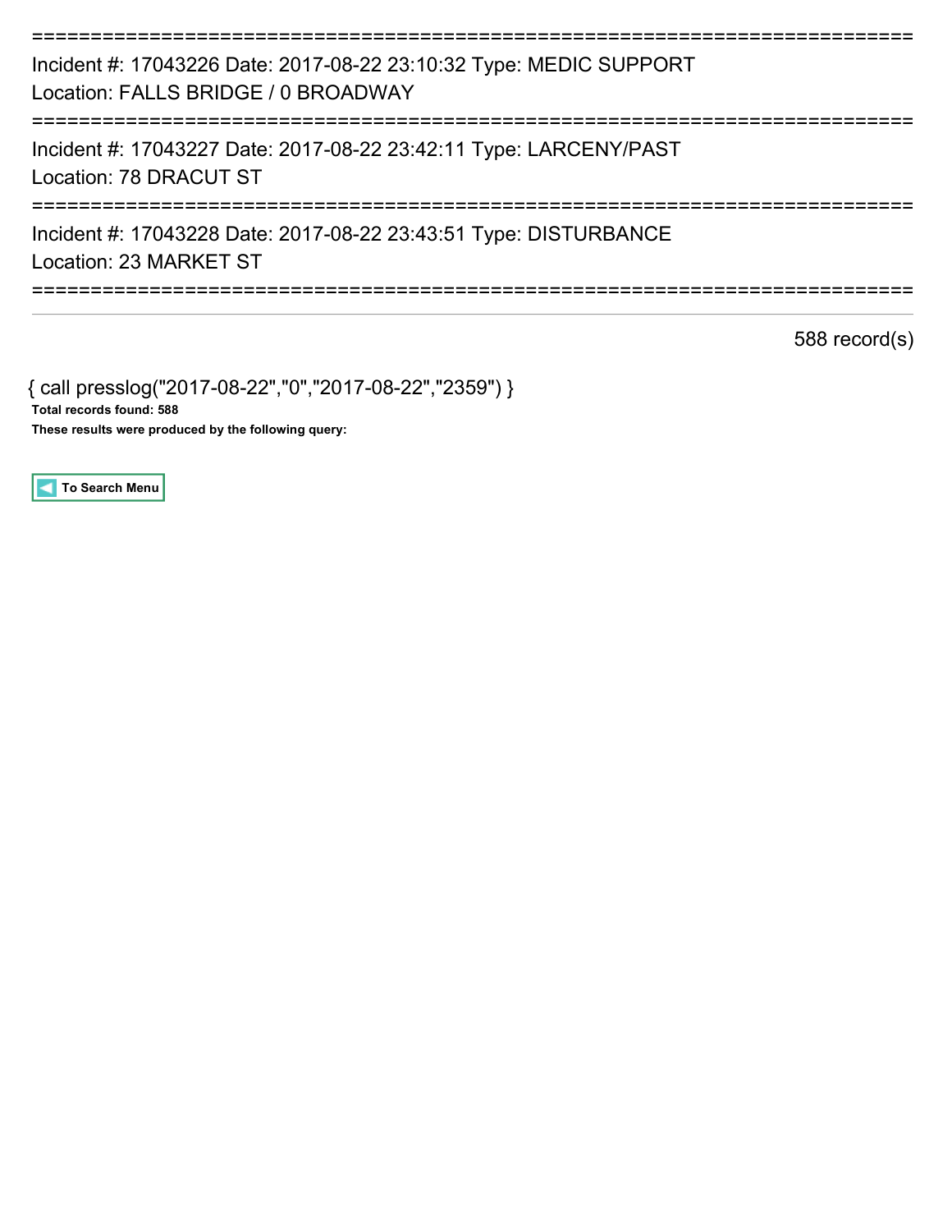===========================================================================

Incident #: 17043226 Date: 2017-08-22 23:10:32 Type: MEDIC SUPPORT
Location: FALLS BRIDGE / 0 BROADWAY

===========================================================================

Incident #: 17043227 Date: 2017-08-22 23:42:11 Type: LARCENY/PAST
Location: 78 DRACUT ST

===========================================================================

Incident #: 17043228 Date: 2017-08-22 23:43:51 Type: DISTURBANCE
Location: 23 MARKET ST

===========================================================================

588 record(s)

{ call presslog("2017-08-22","0","2017-08-22","2359") }

**Total records found: 588**

**These results were produced by the following query:**

**To Search Menu**